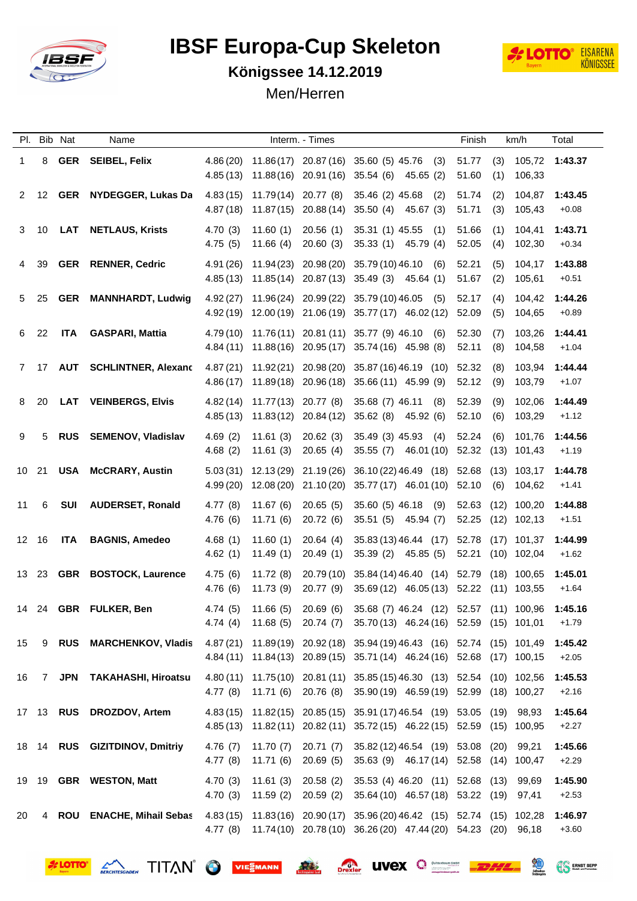# IBSF Europa-Cup Skeleton

## Königssee 14.12.2019

### Men/Herren

| Pl. | Bib | Nat | Name | Interm. - Times | | | | | Finish | km/h | Total |
|---|---|---|---|---|---|---|---|---|---|---|---|
| 1 | 8 | **GER** | **SEIBEL, Felix** | 4.86 (20) | 11.86 (17) | 20.87 (16) | 35.60 (5) | 45.76 (3) | 51.77 (3) | 105,72 | **1:43.37** |
| | | | | 4.85 (13) | 11.88 (16) | 20.91 (16) | 35.54 (6) | 45.65 (2) | 51.60 (1) | 106,33 | |
| 2 | 12 | **GER** | **NYDEGGER, Lukas Da** | 4.83 (15) | 11.79 (14) | 20.77 (8) | 35.46 (2) | 45.68 (2) | 51.74 (2) | 104,87 | **1:43.45** |
| | | | | 4.87 (18) | 11.87 (15) | 20.88 (14) | 35.50 (4) | 45.67 (3) | 51.71 (3) | 105,43 | +0.08 |
| 3 | 10 | **LAT** | **NETLAUS, Krists** | 4.70 (3) | 11.60 (1) | 20.56 (1) | 35.31 (1) | 45.55 (1) | 51.66 (1) | 104,41 | **1:43.71** |
| | | | | 4.75 (5) | 11.66 (4) | 20.60 (3) | 35.33 (1) | 45.79 (4) | 52.05 (4) | 102,30 | +0.34 |
| 4 | 39 | **GER** | **RENNER, Cedric** | 4.91 (26) | 11.94 (23) | 20.98 (20) | 35.79 (10) | 46.10 (6) | 52.21 (5) | 104,17 | **1:43.88** |
| | | | | 4.85 (13) | 11.85 (14) | 20.87 (13) | 35.49 (3) | 45.64 (1) | 51.67 (2) | 105,61 | +0.51 |
| 5 | 25 | **GER** | **MANNHARDT, Ludwig** | 4.92 (27) | 11.96 (24) | 20.99 (22) | 35.79 (10) | 46.05 (5) | 52.17 (4) | 104,42 | **1:44.26** |
| | | | | 4.92 (19) | 12.00 (19) | 21.06 (19) | 35.77 (17) | 46.02 (12) | 52.09 (5) | 104,65 | +0.89 |
| 6 | 22 | **ITA** | **GASPARI, Mattia** | 4.79 (10) | 11.76 (11) | 20.81 (11) | 35.77 (9) | 46.10 (6) | 52.30 (7) | 103,26 | **1:44.41** |
| | | | | 4.84 (11) | 11.88 (16) | 20.95 (17) | 35.74 (16) | 45.98 (8) | 52.11 (8) | 104,58 | +1.04 |
| 7 | 17 | **AUT** | **SCHLINTNER, Alexanc** | 4.87 (21) | 11.92 (21) | 20.98 (20) | 35.87 (16) | 46.19 (10) | 52.32 (8) | 103,94 | **1:44.44** |
| | | | | 4.86 (17) | 11.89 (18) | 20.96 (18) | 35.66 (11) | 45.99 (9) | 52.12 (9) | 103,79 | +1.07 |
| 8 | 20 | **LAT** | **VEINBERGS, Elvis** | 4.82 (14) | 11.77 (13) | 20.77 (8) | 35.68 (7) | 46.11 (8) | 52.39 (9) | 102,06 | **1:44.49** |
| | | | | 4.85 (13) | 11.83 (12) | 20.84 (12) | 35.62 (8) | 45.92 (6) | 52.10 (6) | 103,29 | +1.12 |
| 9 | 5 | **RUS** | **SEMENOV, Vladislav** | 4.69 (2) | 11.61 (3) | 20.62 (3) | 35.49 (3) | 45.93 (4) | 52.24 (6) | 101,76 | **1:44.56** |
| | | | | 4.68 (2) | 11.61 (3) | 20.65 (4) | 35.55 (7) | 46.01 (10) | 52.32 (13) | 101,43 | +1.19 |
| 10 | 21 | **USA** | **McCRARY, Austin** | 5.03 (31) | 12.13 (29) | 21.19 (26) | 36.10 (22) | 46.49 (18) | 52.68 (13) | 103,17 | **1:44.78** |
| | | | | 4.99 (20) | 12.08 (20) | 21.10 (20) | 35.77 (17) | 46.01 (10) | 52.10 (6) | 104,62 | +1.41 |
| 11 | 6 | **SUI** | **AUDERSET, Ronald** | 4.77 (8) | 11.67 (6) | 20.65 (5) | 35.60 (5) | 46.18 (9) | 52.63 (12) | 100,20 | **1:44.88** |
| | | | | 4.76 (6) | 11.71 (6) | 20.72 (6) | 35.51 (5) | 45.94 (7) | 52.25 (12) | 102,13 | +1.51 |
| 12 | 16 | **ITA** | **BAGNIS, Amedeo** | 4.68 (1) | 11.60 (1) | 20.64 (4) | 35.83 (13) | 46.44 (17) | 52.78 (17) | 101,37 | **1:44.99** |
| | | | | 4.62 (1) | 11.49 (1) | 20.49 (1) | 35.39 (2) | 45.85 (5) | 52.21 (10) | 102,04 | +1.62 |
| 13 | 23 | **GBR** | **BOSTOCK, Laurence** | 4.75 (6) | 11.72 (8) | 20.79 (10) | 35.84 (14) | 46.40 (14) | 52.79 (18) | 100,65 | **1:45.01** |
| | | | | 4.76 (6) | 11.73 (9) | 20.77 (9) | 35.69 (12) | 46.05 (13) | 52.22 (11) | 103,55 | +1.64 |
| 14 | 24 | **GBR** | **FULKER, Ben** | 4.74 (5) | 11.66 (5) | 20.69 (6) | 35.68 (7) | 46.24 (12) | 52.57 (11) | 100,96 | **1:45.16** |
| | | | | 4.74 (4) | 11.68 (5) | 20.74 (7) | 35.70 (13) | 46.24 (16) | 52.59 (15) | 101,01 | +1.79 |
| 15 | 9 | **RUS** | **MARCHENKOV, Vladis** | 4.87 (21) | 11.89 (19) | 20.92 (18) | 35.94 (19) | 46.43 (16) | 52.74 (15) | 101,49 | **1:45.42** |
| | | | | 4.84 (11) | 11.84 (13) | 20.89 (15) | 35.71 (14) | 46.24 (16) | 52.68 (17) | 100,15 | +2.05 |
| 16 | 7 | **JPN** | **TAKAHASHI, Hiroatsu** | 4.80 (11) | 11.75 (10) | 20.81 (11) | 35.85 (15) | 46.30 (13) | 52.54 (10) | 102,56 | **1:45.53** |
| | | | | 4.77 (8) | 11.71 (6) | 20.76 (8) | 35.90 (19) | 46.59 (19) | 52.99 (18) | 100,27 | +2.16 |
| 17 | 13 | **RUS** | **DROZDOV, Artem** | 4.83 (15) | 11.82 (15) | 20.85 (15) | 35.91 (17) | 46.54 (19) | 53.05 (19) | 98,93 | **1:45.64** |
| | | | | 4.85 (13) | 11.82 (11) | 20.82 (11) | 35.72 (15) | 46.22 (15) | 52.59 (15) | 100,95 | +2.27 |
| 18 | 14 | **RUS** | **GIZITDINOV, Dmitriy** | 4.76 (7) | 11.70 (7) | 20.71 (7) | 35.82 (12) | 46.54 (19) | 53.08 (20) | 99,21 | **1:45.66** |
| | | | | 4.77 (8) | 11.71 (6) | 20.69 (5) | 35.63 (9) | 46.17 (14) | 52.58 (14) | 100,47 | +2.29 |
| 19 | 19 | **GBR** | **WESTON, Matt** | 4.70 (3) | 11.61 (3) | 20.58 (2) | 35.53 (4) | 46.20 (11) | 52.68 (13) | 99,69 | **1:45.90** |
| | | | | 4.70 (3) | 11.59 (2) | 20.59 (2) | 35.64 (10) | 46.57 (18) | 53.22 (19) | 97,41 | +2.53 |
| 20 | 4 | **ROU** | **ENACHE, Mihail Sebas** | 4.83 (15) | 11.83 (16) | 20.90 (17) | 35.96 (20) | 46.42 (15) | 52.74 (15) | 102,28 | **1:46.97** |
| | | | | 4.77 (8) | 11.74 (10) | 20.78 (10) | 36.26 (20) | 47.44 (20) | 54.23 (20) | 96,18 | +3.60 |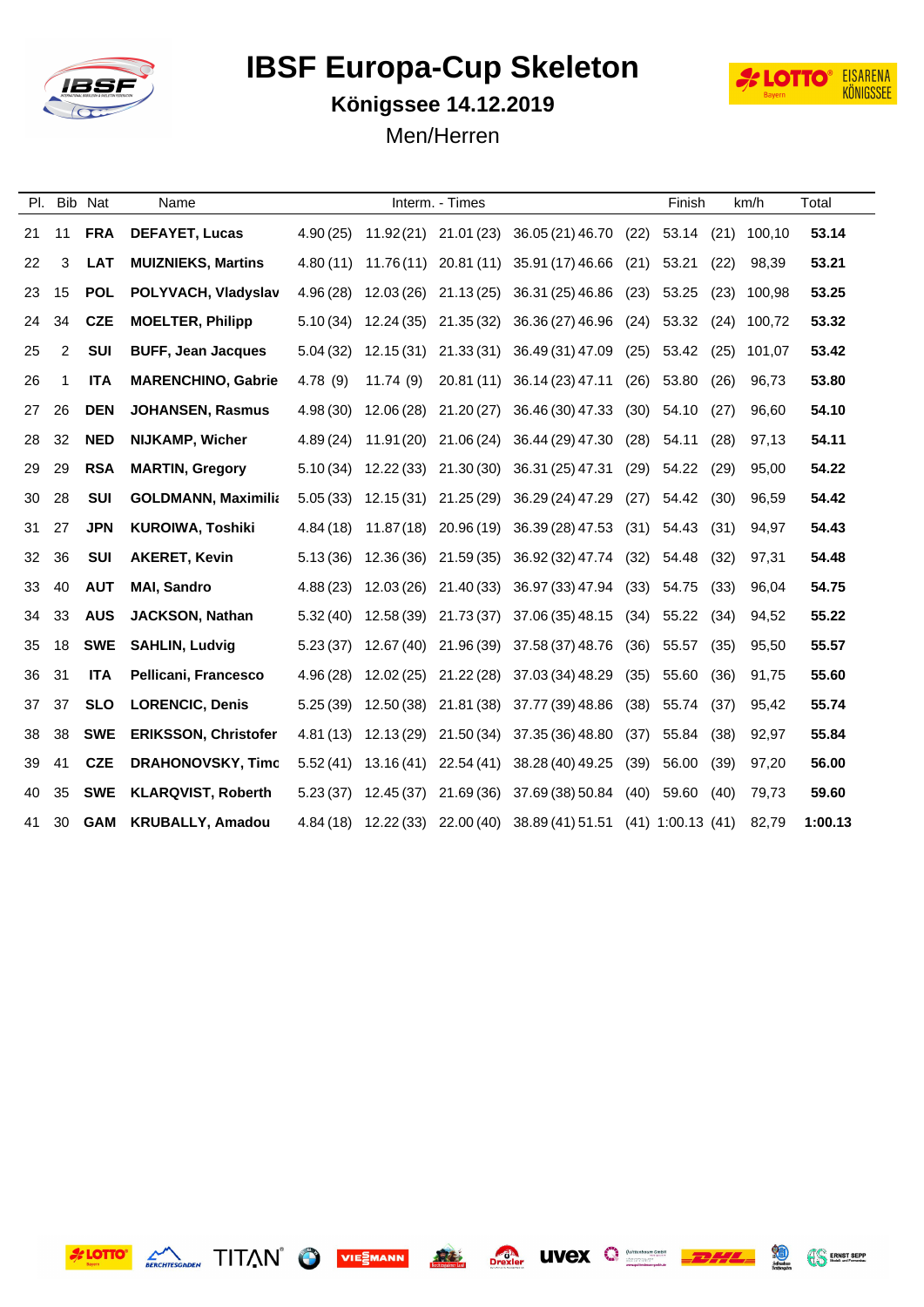# IBSF Europa-Cup Skeleton

## Königssee 14.12.2019

### Men/Herren

| Pl. | Bib | Nat | Name | Interm. - Times | | | | | Finish | | km/h | Total |
|---|---|---|---|---|---|---|---|---|---|---|---|---|
| 21 | 11 | **FRA** | **DEFAYET, Lucas** | 4.90 (25) | 11.92 (21) | 21.01 (23) | 36.05 (21) | 46.70 (22) | 53.14 | (21) | 100,10 | **53.14** |
| 22 | 3 | **LAT** | **MUIZNIEKS, Martins** | 4.80 (11) | 11.76 (11) | 20.81 (11) | 35.91 (17) | 46.66 (21) | 53.21 | (22) | 98,39 | **53.21** |
| 23 | 15 | **POL** | **POLYVACH, Vladyslav** | 4.96 (28) | 12.03 (26) | 21.13 (25) | 36.31 (25) | 46.86 (23) | 53.25 | (23) | 100,98 | **53.25** |
| 24 | 34 | **CZE** | **MOELTER, Philipp** | 5.10 (34) | 12.24 (35) | 21.35 (32) | 36.36 (27) | 46.96 (24) | 53.32 | (24) | 100,72 | **53.32** |
| 25 | 2 | **SUI** | **BUFF, Jean Jacques** | 5.04 (32) | 12.15 (31) | 21.33 (31) | 36.49 (31) | 47.09 (25) | 53.42 | (25) | 101,07 | **53.42** |
| 26 | 1 | **ITA** | **MARENCHINO, Gabrie** | 4.78 (9) | 11.74 (9) | 20.81 (11) | 36.14 (23) | 47.11 (26) | 53.80 | (26) | 96,73 | **53.80** |
| 27 | 26 | **DEN** | **JOHANSEN, Rasmus** | 4.98 (30) | 12.06 (28) | 21.20 (27) | 36.46 (30) | 47.33 (30) | 54.10 | (27) | 96,60 | **54.10** |
| 28 | 32 | **NED** | **NIJKAMP, Wicher** | 4.89 (24) | 11.91 (20) | 21.06 (24) | 36.44 (29) | 47.30 (28) | 54.11 | (28) | 97,13 | **54.11** |
| 29 | 29 | **RSA** | **MARTIN, Gregory** | 5.10 (34) | 12.22 (33) | 21.30 (30) | 36.31 (25) | 47.31 (29) | 54.22 | (29) | 95,00 | **54.22** |
| 30 | 28 | **SUI** | **GOLDMANN, Maximilia** | 5.05 (33) | 12.15 (31) | 21.25 (29) | 36.29 (24) | 47.29 (27) | 54.42 | (30) | 96,59 | **54.42** |
| 31 | 27 | **JPN** | **KUROIWA, Toshiki** | 4.84 (18) | 11.87 (18) | 20.96 (19) | 36.39 (28) | 47.53 (31) | 54.43 | (31) | 94,97 | **54.43** |
| 32 | 36 | **SUI** | **AKERET, Kevin** | 5.13 (36) | 12.36 (36) | 21.59 (35) | 36.92 (32) | 47.74 (32) | 54.48 | (32) | 97,31 | **54.48** |
| 33 | 40 | **AUT** | **MAI, Sandro** | 4.88 (23) | 12.03 (26) | 21.40 (33) | 36.97 (33) | 47.94 (33) | 54.75 | (33) | 96,04 | **54.75** |
| 34 | 33 | **AUS** | **JACKSON, Nathan** | 5.32 (40) | 12.58 (39) | 21.73 (37) | 37.06 (35) | 48.15 (34) | 55.22 | (34) | 94,52 | **55.22** |
| 35 | 18 | **SWE** | **SAHLIN, Ludvig** | 5.23 (37) | 12.67 (40) | 21.96 (39) | 37.58 (37) | 48.76 (36) | 55.57 | (35) | 95,50 | **55.57** |
| 36 | 31 | **ITA** | **Pellicani, Francesco** | 4.96 (28) | 12.02 (25) | 21.22 (28) | 37.03 (34) | 48.29 (35) | 55.60 | (36) | 91,75 | **55.60** |
| 37 | 37 | **SLO** | **LORENCIC, Denis** | 5.25 (39) | 12.50 (38) | 21.81 (38) | 37.77 (39) | 48.86 (38) | 55.74 | (37) | 95,42 | **55.74** |
| 38 | 38 | **SWE** | **ERIKSSON, Christofer** | 4.81 (13) | 12.13 (29) | 21.50 (34) | 37.35 (36) | 48.80 (37) | 55.84 | (38) | 92,97 | **55.84** |
| 39 | 41 | **CZE** | **DRAHONOVSKY, Timo** | 5.52 (41) | 13.16 (41) | 22.54 (41) | 38.28 (40) | 49.25 (39) | 56.00 | (39) | 97,20 | **56.00** |
| 40 | 35 | **SWE** | **KLARQVIST, Roberth** | 5.23 (37) | 12.45 (37) | 21.69 (36) | 37.69 (38) | 50.84 (40) | 59.60 | (40) | 79,73 | **59.60** |
| 41 | 30 | **GAM** | **KRUBALLY, Amadou** | 4.84 (18) | 12.22 (33) | 22.00 (40) | 38.89 (41) | 51.51 (41) | 1:00.13 | (41) | 82,79 | **1:00.13** |